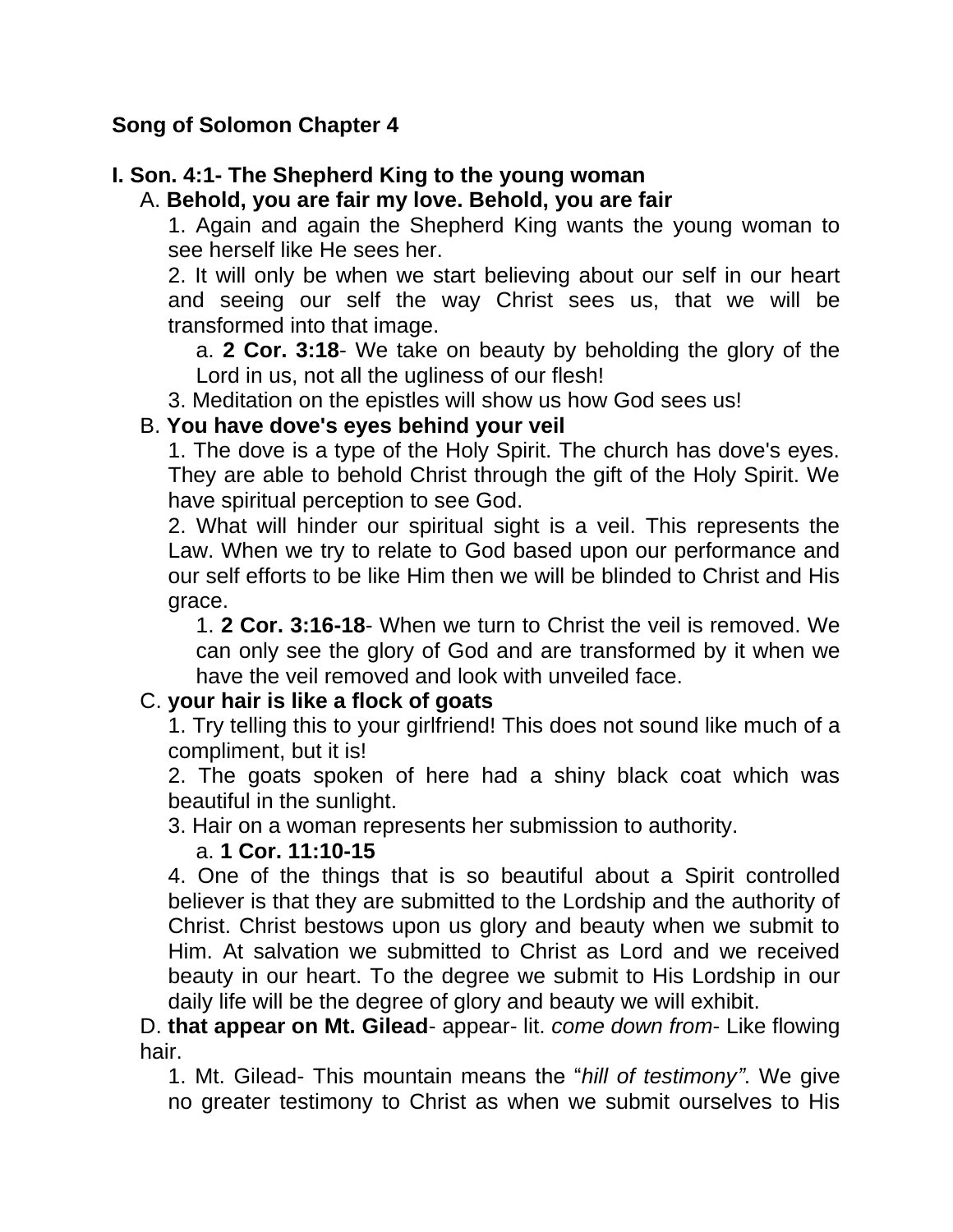## Song of Solomon Chapter 4

### I. Son. 4:1- The Shepherd King to the young woman

A. **Behold, you are fair my love. Behold, you are fair**

1. Again and again the Shepherd King wants the young woman to see herself like He sees her.
2. It will only be when we start believing about our self in our heart and seeing our self the way Christ sees us, that we will be transformed into that image.
   a. **2 Cor. 3:18**- We take on beauty by beholding the glory of the Lord in us, not all the ugliness of our flesh!
3. Meditation on the epistles will show us how God sees us!

B. **You have dove's eyes behind your veil**

1. The dove is a type of the Holy Spirit. The church has dove's eyes. They are able to behold Christ through the gift of the Holy Spirit. We have spiritual perception to see God.
2. What will hinder our spiritual sight is a veil. This represents the Law. When we try to relate to God based upon our performance and our self efforts to be like Him then we will be blinded to Christ and His grace.
   1. **2 Cor. 3:16-18**- When we turn to Christ the veil is removed. We can only see the glory of God and are transformed by it when we have the veil removed and look with unveiled face.

C. **your hair is like a flock of goats**

1. Try telling this to your girlfriend! This does not sound like much of a compliment, but it is!
2. The goats spoken of here had a shiny black coat which was beautiful in the sunlight.
3. Hair on a woman represents her submission to authority.
   a. **1 Cor. 11:10-15**
4. One of the things that is so beautiful about a Spirit controlled believer is that they are submitted to the Lordship and the authority of Christ. Christ bestows upon us glory and beauty when we submit to Him. At salvation we submitted to Christ as Lord and we received beauty in our heart. To the degree we submit to His Lordship in our daily life will be the degree of glory and beauty we will exhibit.

D. **that appear on Mt. Gilead**- appear- lit. *come down from*- Like flowing hair.

1. Mt. Gilead- This mountain means the "*hill of testimony"*. We give no greater testimony to Christ as when we submit ourselves to His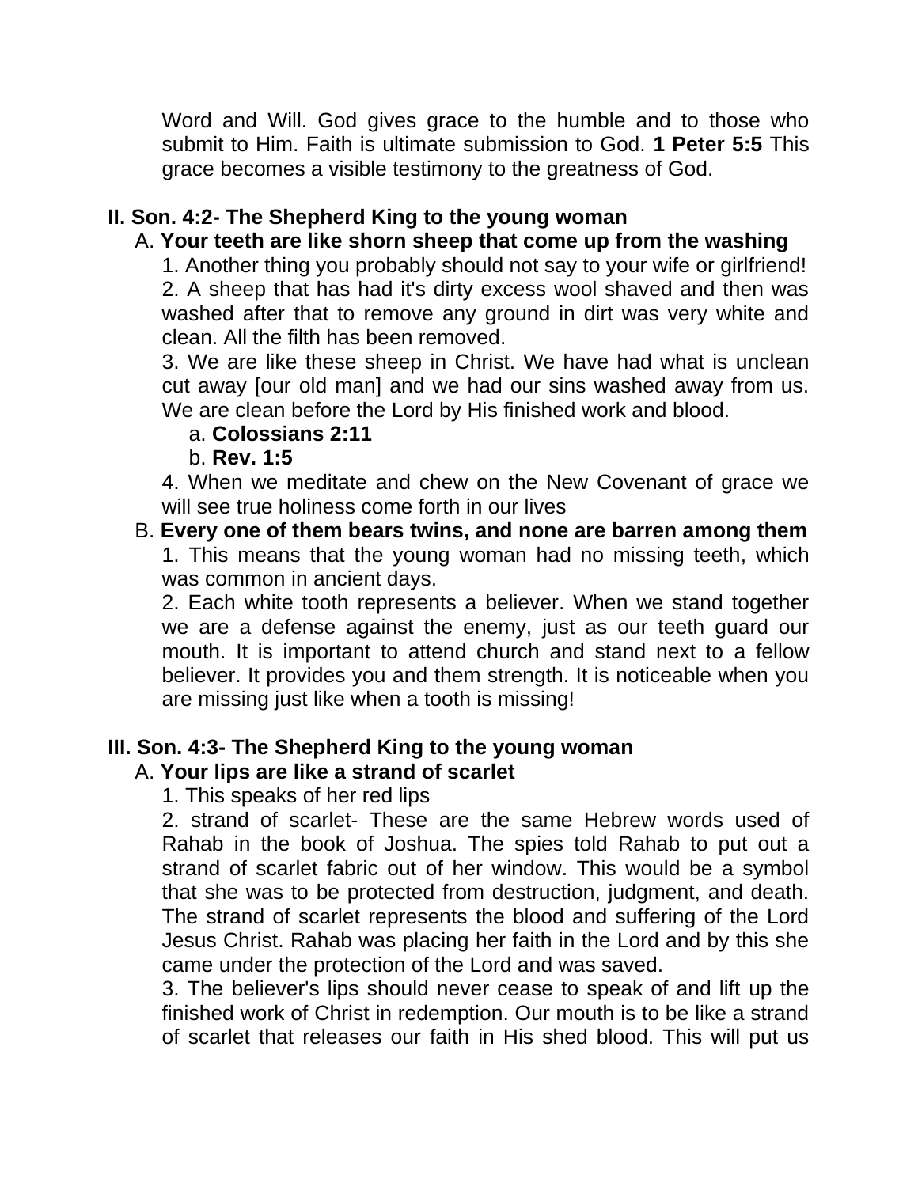Word and Will. God gives grace to the humble and to those who submit to Him. Faith is ultimate submission to God. **1 Peter 5:5** This grace becomes a visible testimony to the greatness of God.

**II. Son. 4:2- The Shepherd King to the young woman**

A. **Your teeth are like shorn sheep that come up from the washing**

1. Another thing you probably should not say to your wife or girlfriend!
2. A sheep that has had it's dirty excess wool shaved and then was washed after that to remove any ground in dirt was very white and clean. All the filth has been removed.
3. We are like these sheep in Christ. We have had what is unclean cut away [our old man] and we had our sins washed away from us. We are clean before the Lord by His finished work and blood.
   a. **Colossians 2:11**
   b. **Rev. 1:5**
4. When we meditate and chew on the New Covenant of grace we will see true holiness come forth in our lives

B. **Every one of them bears twins, and none are barren among them**

1. This means that the young woman had no missing teeth, which was common in ancient days.
2. Each white tooth represents a believer. When we stand together we are a defense against the enemy, just as our teeth guard our mouth. It is important to attend church and stand next to a fellow believer. It provides you and them strength. It is noticeable when you are missing just like when a tooth is missing!

**III. Son. 4:3- The Shepherd King to the young woman**

A. **Your lips are like a strand of scarlet**

1. This speaks of her red lips
2. strand of scarlet- These are the same Hebrew words used of Rahab in the book of Joshua. The spies told Rahab to put out a strand of scarlet fabric out of her window. This would be a symbol that she was to be protected from destruction, judgment, and death. The strand of scarlet represents the blood and suffering of the Lord Jesus Christ. Rahab was placing her faith in the Lord and by this she came under the protection of the Lord and was saved.
3. The believer's lips should never cease to speak of and lift up the finished work of Christ in redemption. Our mouth is to be like a strand of scarlet that releases our faith in His shed blood. This will put us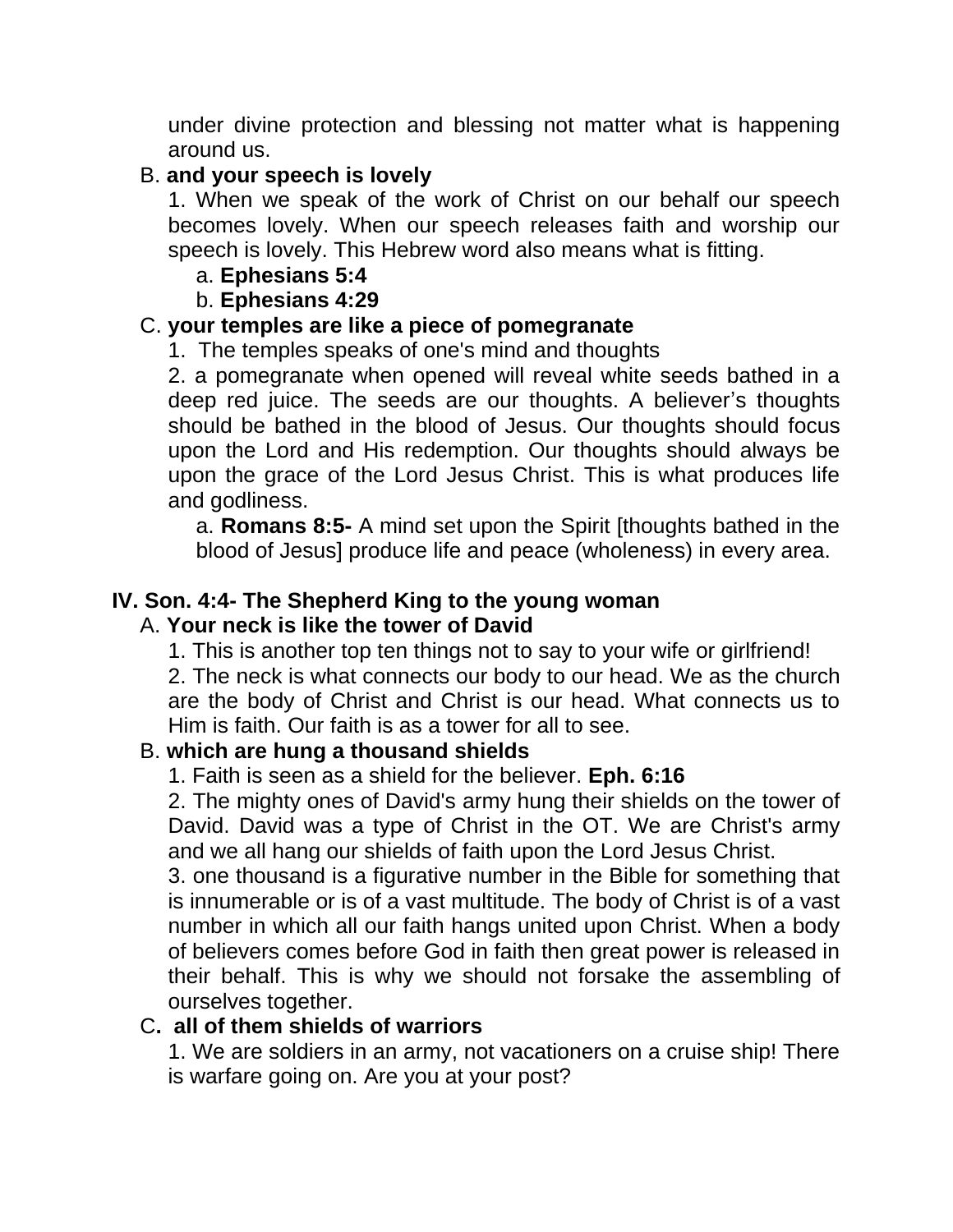under divine protection and blessing not matter what is happening around us.

B. **and your speech is lovely**

1. When we speak of the work of Christ on our behalf our speech becomes lovely. When our speech releases faith and worship our speech is lovely. This Hebrew word also means what is fitting.

a. **Ephesians 5:4**

b. **Ephesians 4:29**

C. **your temples are like a piece of pomegranate**

1. The temples speaks of one's mind and thoughts

2. a pomegranate when opened will reveal white seeds bathed in a deep red juice. The seeds are our thoughts. A believer's thoughts should be bathed in the blood of Jesus. Our thoughts should focus upon the Lord and His redemption. Our thoughts should always be upon the grace of the Lord Jesus Christ. This is what produces life and godliness.

a. **Romans 8:5-** A mind set upon the Spirit [thoughts bathed in the blood of Jesus] produce life and peace (wholeness) in every area.

## IV. Son. 4:4- The Shepherd King to the young woman

A. **Your neck is like the tower of David**

1. This is another top ten things not to say to your wife or girlfriend!

2. The neck is what connects our body to our head. We as the church are the body of Christ and Christ is our head. What connects us to Him is faith. Our faith is as a tower for all to see.

B. **which are hung a thousand shields**

1. Faith is seen as a shield for the believer. **Eph. 6:16**

2. The mighty ones of David's army hung their shields on the tower of David. David was a type of Christ in the OT. We are Christ's army and we all hang our shields of faith upon the Lord Jesus Christ.

3. one thousand is a figurative number in the Bible for something that is innumerable or is of a vast multitude. The body of Christ is of a vast number in which all our faith hangs united upon Christ. When a body of believers comes before God in faith then great power is released in their behalf. This is why we should not forsake the assembling of ourselves together.

C**. all of them shields of warriors**

1. We are soldiers in an army, not vacationers on a cruise ship! There is warfare going on. Are you at your post?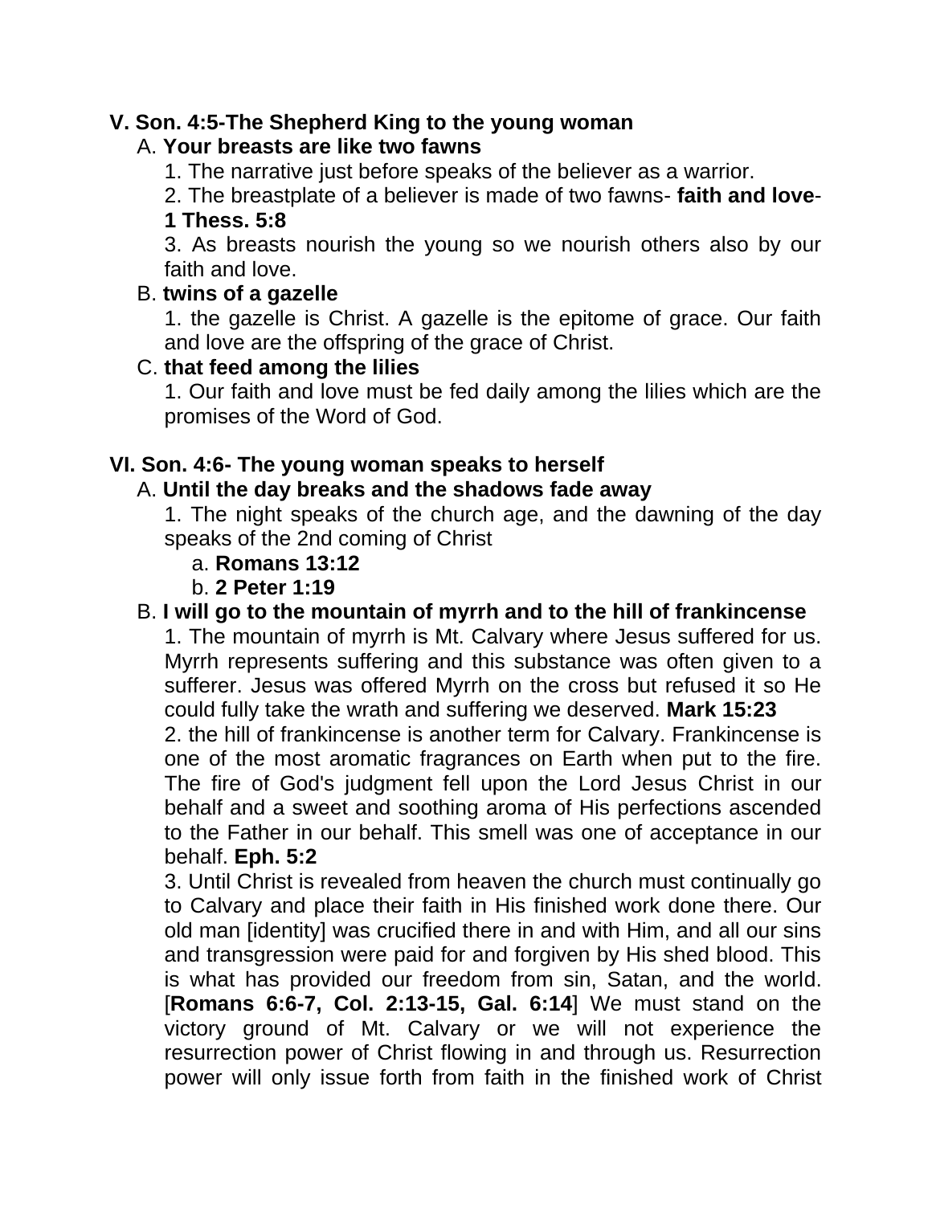**V. Son. 4:5-The Shepherd King to the young woman**

A. **Your breasts are like two fawns**

1. The narrative just before speaks of the believer as a warrior.

2. The breastplate of a believer is made of two fawns- **faith and love**- **1 Thess. 5:8**

3. As breasts nourish the young so we nourish others also by our faith and love.

B. **twins of a gazelle**

1. the gazelle is Christ. A gazelle is the epitome of grace. Our faith and love are the offspring of the grace of Christ.

C. **that feed among the lilies**

1. Our faith and love must be fed daily among the lilies which are the promises of the Word of God.

**VI. Son. 4:6- The young woman speaks to herself**

A. **Until the day breaks and the shadows fade away**

1. The night speaks of the church age, and the dawning of the day speaks of the 2nd coming of Christ

a. **Romans 13:12**

b. **2 Peter 1:19**

B. **I will go to the mountain of myrrh and to the hill of frankincense**

1. The mountain of myrrh is Mt. Calvary where Jesus suffered for us. Myrrh represents suffering and this substance was often given to a sufferer. Jesus was offered Myrrh on the cross but refused it so He could fully take the wrath and suffering we deserved. **Mark 15:23**

2. the hill of frankincense is another term for Calvary. Frankincense is one of the most aromatic fragrances on Earth when put to the fire. The fire of God's judgment fell upon the Lord Jesus Christ in our behalf and a sweet and soothing aroma of His perfections ascended to the Father in our behalf. This smell was one of acceptance in our behalf. **Eph. 5:2**

3. Until Christ is revealed from heaven the church must continually go to Calvary and place their faith in His finished work done there. Our old man [identity] was crucified there in and with Him, and all our sins and transgression were paid for and forgiven by His shed blood. This is what has provided our freedom from sin, Satan, and the world. [**Romans 6:6-7, Col. 2:13-15, Gal. 6:14**] We must stand on the victory ground of Mt. Calvary or we will not experience the resurrection power of Christ flowing in and through us. Resurrection power will only issue forth from faith in the finished work of Christ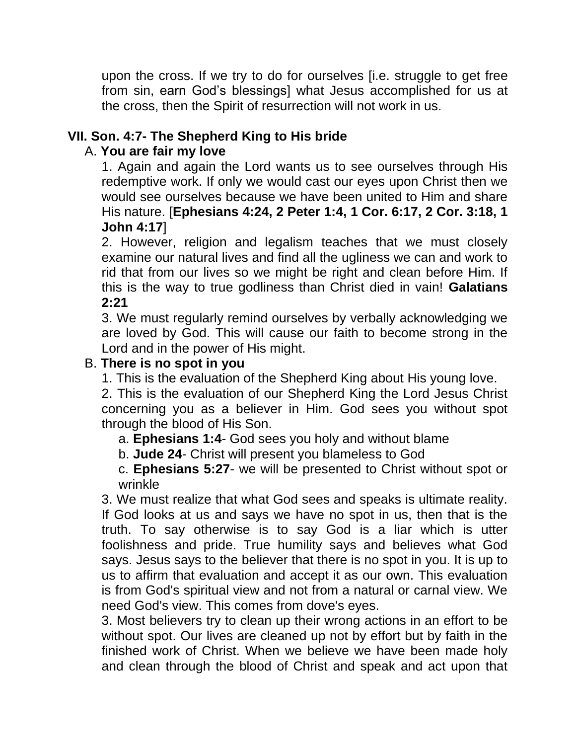upon the cross. If we try to do for ourselves [i.e. struggle to get free from sin, earn God's blessings] what Jesus accomplished for us at the cross, then the Spirit of resurrection will not work in us.

## VII. Son. 4:7- The Shepherd King to His bride

A. **You are fair my love**

1. Again and again the Lord wants us to see ourselves through His redemptive work. If only we would cast our eyes upon Christ then we would see ourselves because we have been united to Him and share His nature. [**Ephesians 4:24, 2 Peter 1:4, 1 Cor. 6:17, 2 Cor. 3:18, 1 John 4:17**]

2. However, religion and legalism teaches that we must closely examine our natural lives and find all the ugliness we can and work to rid that from our lives so we might be right and clean before Him. If this is the way to true godliness than Christ died in vain! **Galatians 2:21**

3. We must regularly remind ourselves by verbally acknowledging we are loved by God. This will cause our faith to become strong in the Lord and in the power of His might.

B. **There is no spot in you**

1. This is the evaluation of the Shepherd King about His young love.

2. This is the evaluation of our Shepherd King the Lord Jesus Christ concerning you as a believer in Him. God sees you without spot through the blood of His Son.

a. **Ephesians 1:4**- God sees you holy and without blame

b. **Jude 24**- Christ will present you blameless to God

c. **Ephesians 5:27**- we will be presented to Christ without spot or wrinkle

3. We must realize that what God sees and speaks is ultimate reality. If God looks at us and says we have no spot in us, then that is the truth. To say otherwise is to say God is a liar which is utter foolishness and pride. True humility says and believes what God says. Jesus says to the believer that there is no spot in you. It is up to us to affirm that evaluation and accept it as our own. This evaluation is from God's spiritual view and not from a natural or carnal view. We need God's view. This comes from dove's eyes.

3. Most believers try to clean up their wrong actions in an effort to be without spot. Our lives are cleaned up not by effort but by faith in the finished work of Christ. When we believe we have been made holy and clean through the blood of Christ and speak and act upon that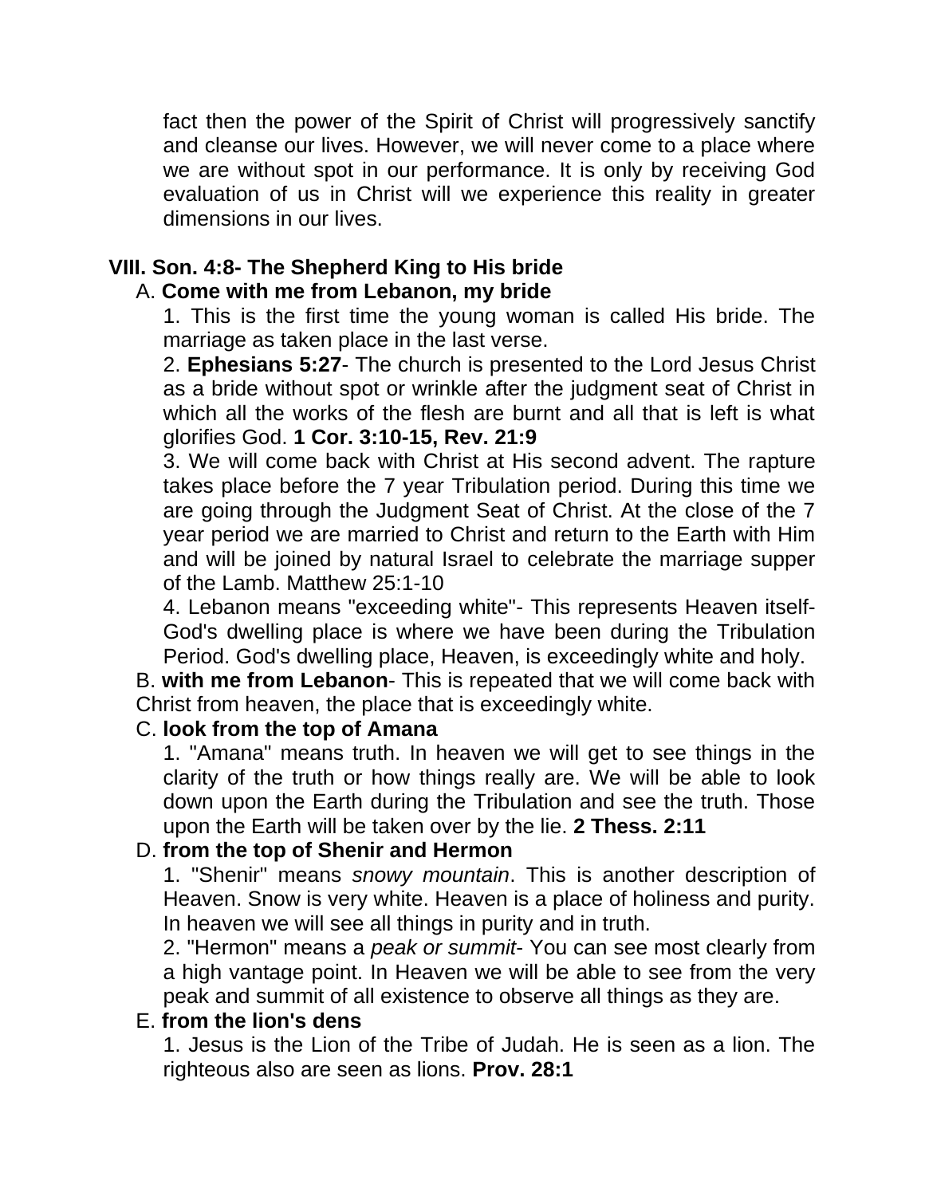fact then the power of the Spirit of Christ will progressively sanctify and cleanse our lives. However, we will never come to a place where we are without spot in our performance. It is only by receiving God evaluation of us in Christ will we experience this reality in greater dimensions in our lives.

## VIII. Son. 4:8- The Shepherd King to His bride

A. **Come with me from Lebanon, my bride**

1. This is the first time the young woman is called His bride. The marriage as taken place in the last verse.

2. **Ephesians 5:27**- The church is presented to the Lord Jesus Christ as a bride without spot or wrinkle after the judgment seat of Christ in which all the works of the flesh are burnt and all that is left is what glorifies God. **1 Cor. 3:10-15, Rev. 21:9**

3. We will come back with Christ at His second advent. The rapture takes place before the 7 year Tribulation period. During this time we are going through the Judgment Seat of Christ. At the close of the 7 year period we are married to Christ and return to the Earth with Him and will be joined by natural Israel to celebrate the marriage supper of the Lamb. Matthew 25:1-10

4. Lebanon means "exceeding white"- This represents Heaven itself- God's dwelling place is where we have been during the Tribulation Period. God's dwelling place, Heaven, is exceedingly white and holy.

B. **with me from Lebanon**- This is repeated that we will come back with Christ from heaven, the place that is exceedingly white.

C. **look from the top of Amana**

1. "Amana" means truth. In heaven we will get to see things in the clarity of the truth or how things really are. We will be able to look down upon the Earth during the Tribulation and see the truth. Those upon the Earth will be taken over by the lie. **2 Thess. 2:11**

D. **from the top of Shenir and Hermon**

1. "Shenir" means *snowy mountain*. This is another description of Heaven. Snow is very white. Heaven is a place of holiness and purity. In heaven we will see all things in purity and in truth.

2. "Hermon" means a *peak or summit*- You can see most clearly from a high vantage point. In Heaven we will be able to see from the very peak and summit of all existence to observe all things as they are.

E. **from the lion's dens**

1. Jesus is the Lion of the Tribe of Judah. He is seen as a lion. The righteous also are seen as lions. **Prov. 28:1**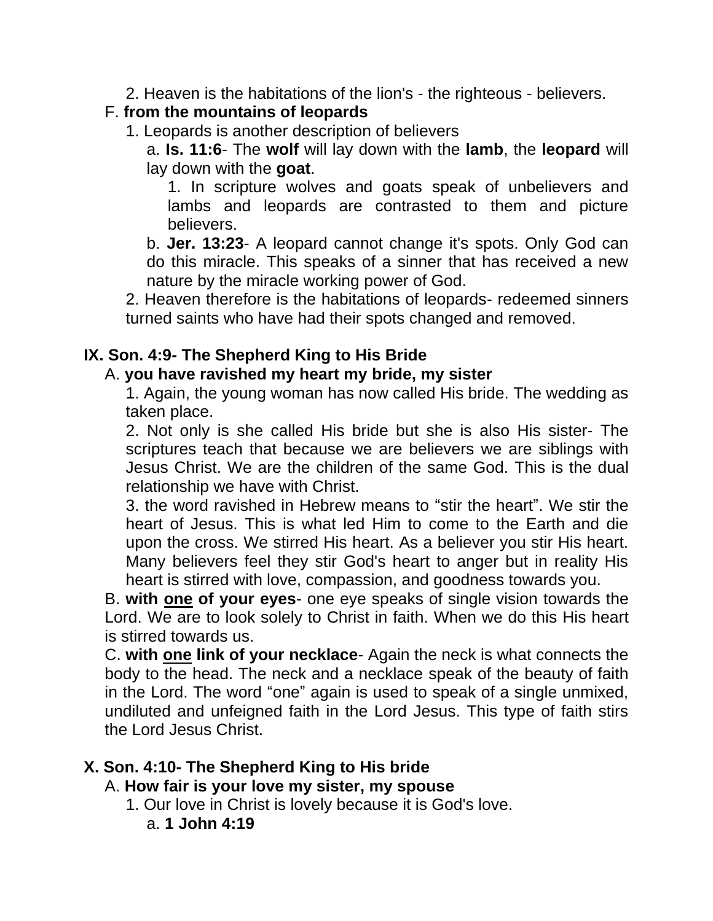2. Heaven is the habitations of the lion's - the righteous - believers.

F. **from the mountains of leopards**

1. Leopards is another description of believers

a. **Is. 11:6**- The **wolf** will lay down with the **lamb**, the **leopard** will lay down with the **goat**.

1. In scripture wolves and goats speak of unbelievers and lambs and leopards are contrasted to them and picture believers.

b. **Jer. 13:23**- A leopard cannot change it's spots. Only God can do this miracle. This speaks of a sinner that has received a new nature by the miracle working power of God.

2. Heaven therefore is the habitations of leopards- redeemed sinners turned saints who have had their spots changed and removed.

## IX. Son. 4:9- The Shepherd King to His Bride

A. **you have ravished my heart my bride, my sister**

1. Again, the young woman has now called His bride. The wedding as taken place.

2. Not only is she called His bride but she is also His sister- The scriptures teach that because we are believers we are siblings with Jesus Christ. We are the children of the same God. This is the dual relationship we have with Christ.

3. the word ravished in Hebrew means to "stir the heart". We stir the heart of Jesus. This is what led Him to come to the Earth and die upon the cross. We stirred His heart. As a believer you stir His heart. Many believers feel they stir God's heart to anger but in reality His heart is stirred with love, compassion, and goodness towards you.

B. **with <u>one</u> of your eyes**- one eye speaks of single vision towards the Lord. We are to look solely to Christ in faith. When we do this His heart is stirred towards us.

C. **with <u>one</u> link of your necklace**- Again the neck is what connects the body to the head. The neck and a necklace speak of the beauty of faith in the Lord. The word "one" again is used to speak of a single unmixed, undiluted and unfeigned faith in the Lord Jesus. This type of faith stirs the Lord Jesus Christ.

## X. Son. 4:10- The Shepherd King to His bride

A. **How fair is your love my sister, my spouse**

1. Our love in Christ is lovely because it is God's love.

a. **1 John 4:19**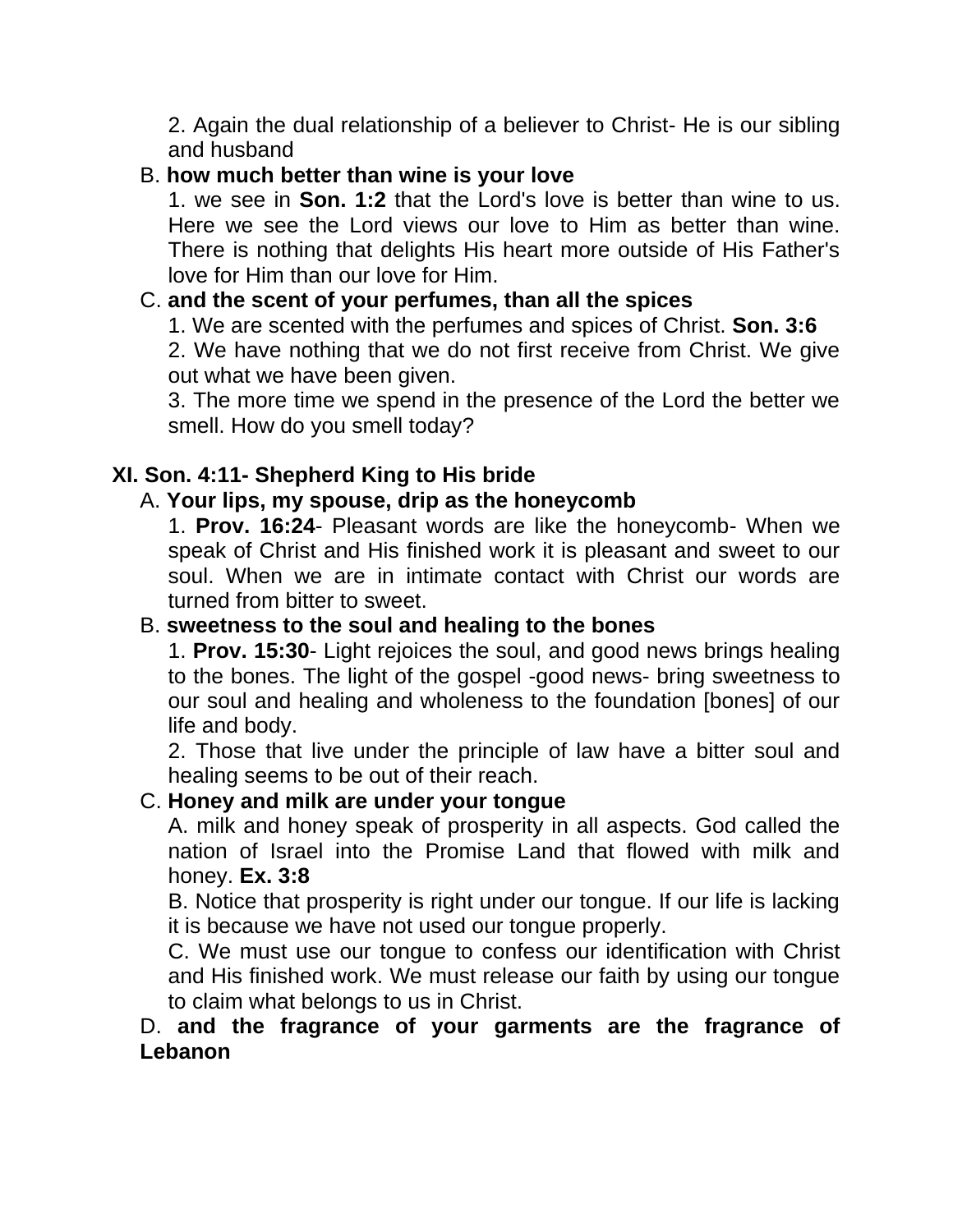2. Again the dual relationship of a believer to Christ- He is our sibling and husband

B. **how much better than wine is your love**

1. we see in **Son. 1:2** that the Lord's love is better than wine to us. Here we see the Lord views our love to Him as better than wine. There is nothing that delights His heart more outside of His Father's love for Him than our love for Him.

C. **and the scent of your perfumes, than all the spices**

1. We are scented with the perfumes and spices of Christ. **Son. 3:6**
2. We have nothing that we do not first receive from Christ. We give out what we have been given.
3. The more time we spend in the presence of the Lord the better we smell. How do you smell today?

**XI. Son. 4:11- Shepherd King to His bride**

A. **Your lips, my spouse, drip as the honeycomb**

1. **Prov. 16:24**- Pleasant words are like the honeycomb- When we speak of Christ and His finished work it is pleasant and sweet to our soul. When we are in intimate contact with Christ our words are turned from bitter to sweet.

B. **sweetness to the soul and healing to the bones**

1. **Prov. 15:30**- Light rejoices the soul, and good news brings healing to the bones. The light of the gospel -good news- bring sweetness to our soul and healing and wholeness to the foundation [bones] of our life and body.
2. Those that live under the principle of law have a bitter soul and healing seems to be out of their reach.

C. **Honey and milk are under your tongue**

A. milk and honey speak of prosperity in all aspects. God called the nation of Israel into the Promise Land that flowed with milk and honey. **Ex. 3:8**

B. Notice that prosperity is right under our tongue. If our life is lacking it is because we have not used our tongue properly.

C. We must use our tongue to confess our identification with Christ and His finished work. We must release our faith by using our tongue to claim what belongs to us in Christ.

D. **and the fragrance of your garments are the fragrance of Lebanon**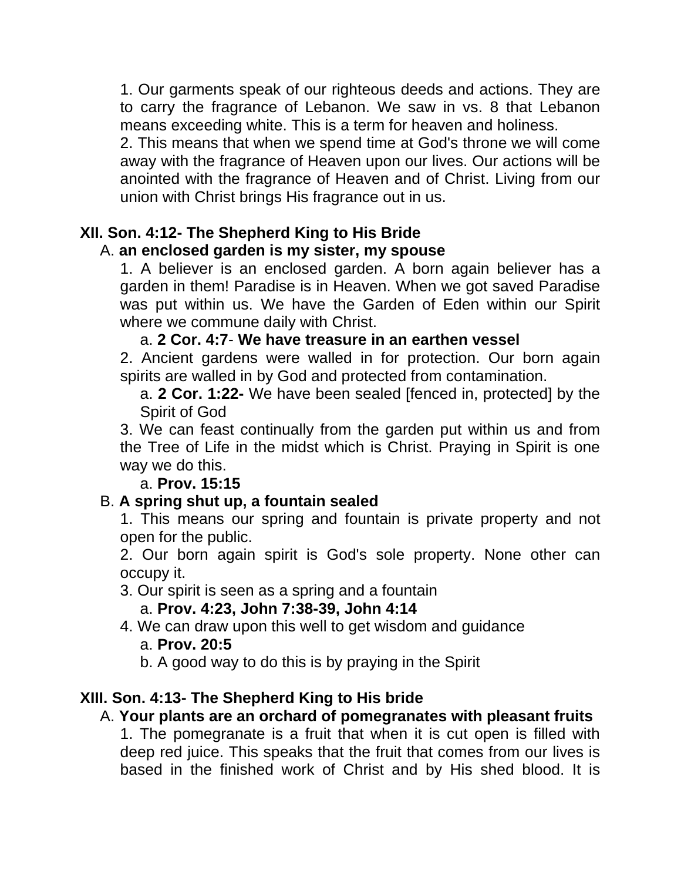1. Our garments speak of our righteous deeds and actions. They are to carry the fragrance of Lebanon. We saw in vs. 8 that Lebanon means exceeding white. This is a term for heaven and holiness.

2. This means that when we spend time at God's throne we will come away with the fragrance of Heaven upon our lives. Our actions will be anointed with the fragrance of Heaven and of Christ. Living from our union with Christ brings His fragrance out in us.

**XII. Son. 4:12- The Shepherd King to His Bride**

A. **an enclosed garden is my sister, my spouse**

1. A believer is an enclosed garden. A born again believer has a garden in them! Paradise is in Heaven. When we got saved Paradise was put within us. We have the Garden of Eden within our Spirit where we commune daily with Christ.

   a. **2 Cor. 4:7**- **We have treasure in an earthen vessel**

2. Ancient gardens were walled in for protection. Our born again spirits are walled in by God and protected from contamination.

   a. **2 Cor. 1:22-** We have been sealed [fenced in, protected] by the Spirit of God

3. We can feast continually from the garden put within us and from the Tree of Life in the midst which is Christ. Praying in Spirit is one way we do this.

   a. **Prov. 15:15**

B. **A spring shut up, a fountain sealed**

1. This means our spring and fountain is private property and not open for the public.

2. Our born again spirit is God's sole property. None other can occupy it.

3. Our spirit is seen as a spring and a fountain

   a. **Prov. 4:23, John 7:38-39, John 4:14**

4. We can draw upon this well to get wisdom and guidance

   a. **Prov. 20:5**

   b. A good way to do this is by praying in the Spirit

**XIII. Son. 4:13- The Shepherd King to His bride**

A. **Your plants are an orchard of pomegranates with pleasant fruits**

1. The pomegranate is a fruit that when it is cut open is filled with deep red juice. This speaks that the fruit that comes from our lives is based in the finished work of Christ and by His shed blood. It is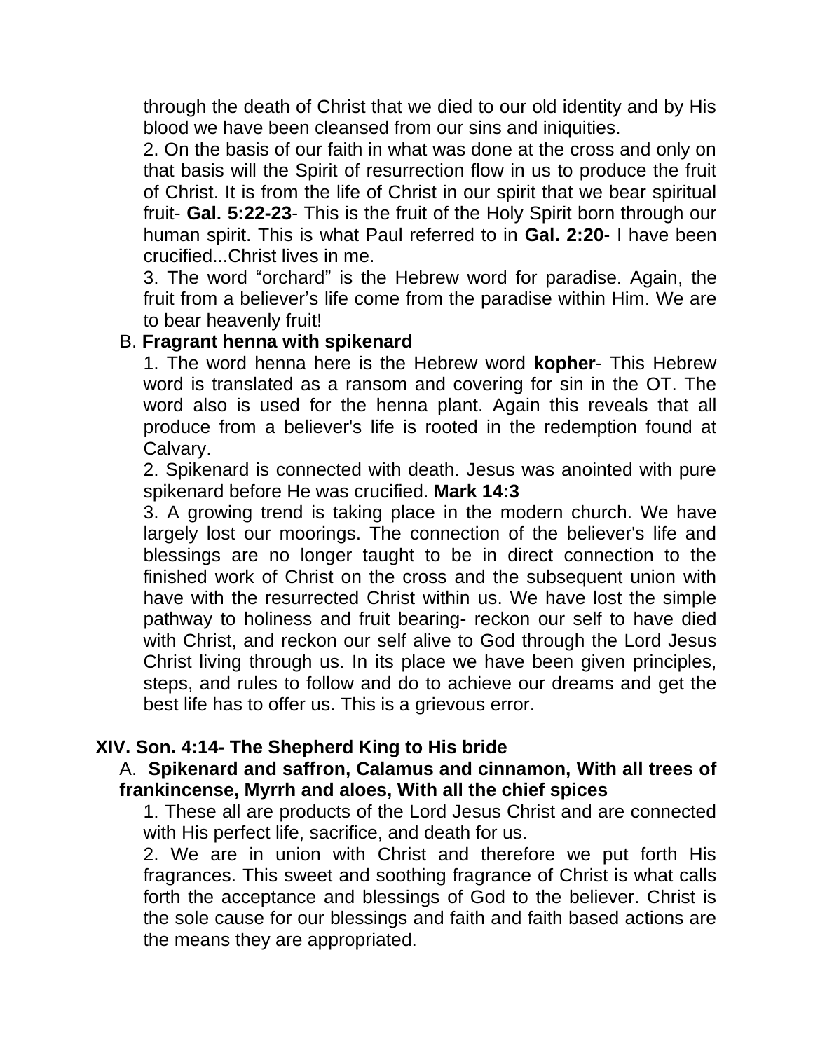through the death of Christ that we died to our old identity and by His blood we have been cleansed from our sins and iniquities.

2. On the basis of our faith in what was done at the cross and only on that basis will the Spirit of resurrection flow in us to produce the fruit of Christ. It is from the life of Christ in our spirit that we bear spiritual fruit- **Gal. 5:22-23**- This is the fruit of the Holy Spirit born through our human spirit. This is what Paul referred to in **Gal. 2:20**- I have been crucified...Christ lives in me.

3. The word “orchard” is the Hebrew word for paradise. Again, the fruit from a believer’s life come from the paradise within Him. We are to bear heavenly fruit!

B. **Fragrant henna with spikenard**

1. The word henna here is the Hebrew word **kopher**- This Hebrew word is translated as a ransom and covering for sin in the OT. The word also is used for the henna plant. Again this reveals that all produce from a believer's life is rooted in the redemption found at Calvary.

2. Spikenard is connected with death. Jesus was anointed with pure spikenard before He was crucified. **Mark 14:3**

3. A growing trend is taking place in the modern church. We have largely lost our moorings. The connection of the believer's life and blessings are no longer taught to be in direct connection to the finished work of Christ on the cross and the subsequent union with have with the resurrected Christ within us. We have lost the simple pathway to holiness and fruit bearing- reckon our self to have died with Christ, and reckon our self alive to God through the Lord Jesus Christ living through us. In its place we have been given principles, steps, and rules to follow and do to achieve our dreams and get the best life has to offer us. This is a grievous error.

## XIV. Son. 4:14- The Shepherd King to His bride

A. **Spikenard and saffron, Calamus and cinnamon, With all trees of frankincense, Myrrh and aloes, With all the chief spices**

1. These all are products of the Lord Jesus Christ and are connected with His perfect life, sacrifice, and death for us.

2. We are in union with Christ and therefore we put forth His fragrances. This sweet and soothing fragrance of Christ is what calls forth the acceptance and blessings of God to the believer. Christ is the sole cause for our blessings and faith and faith based actions are the means they are appropriated.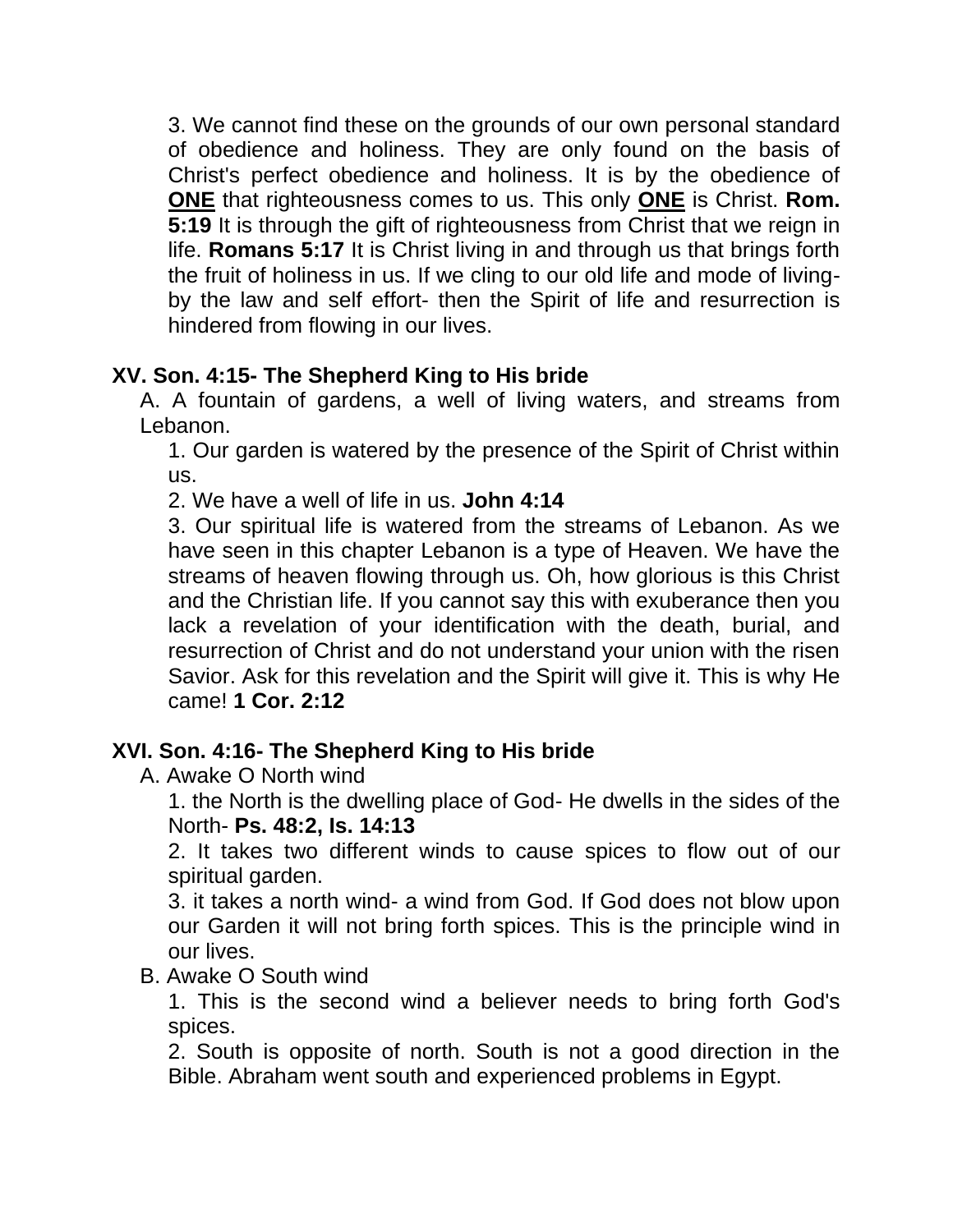3. We cannot find these on the grounds of our own personal standard of obedience and holiness. They are only found on the basis of Christ's perfect obedience and holiness. It is by the obedience of **<u>ONE</u>** that righteousness comes to us. This only **<u>ONE</u>** is Christ. **Rom. 5:19** It is through the gift of righteousness from Christ that we reign in life. **Romans 5:17** It is Christ living in and through us that brings forth the fruit of holiness in us. If we cling to our old life and mode of living- by the law and self effort- then the Spirit of life and resurrection is hindered from flowing in our lives.

**XV. Son. 4:15- The Shepherd King to His bride**

A. A fountain of gardens, a well of living waters, and streams from Lebanon.

1. Our garden is watered by the presence of the Spirit of Christ within us.

2. We have a well of life in us. **John 4:14**

3. Our spiritual life is watered from the streams of Lebanon. As we have seen in this chapter Lebanon is a type of Heaven. We have the streams of heaven flowing through us. Oh, how glorious is this Christ and the Christian life. If you cannot say this with exuberance then you lack a revelation of your identification with the death, burial, and resurrection of Christ and do not understand your union with the risen Savior. Ask for this revelation and the Spirit will give it. This is why He came! **1 Cor. 2:12**

**XVI. Son. 4:16- The Shepherd King to His bride**

A. Awake O North wind

1. the North is the dwelling place of God- He dwells in the sides of the North- **Ps. 48:2, Is. 14:13**

2. It takes two different winds to cause spices to flow out of our spiritual garden.

3. it takes a north wind- a wind from God. If God does not blow upon our Garden it will not bring forth spices. This is the principle wind in our lives.

B. Awake O South wind

1. This is the second wind a believer needs to bring forth God's spices.

2. South is opposite of north. South is not a good direction in the Bible. Abraham went south and experienced problems in Egypt.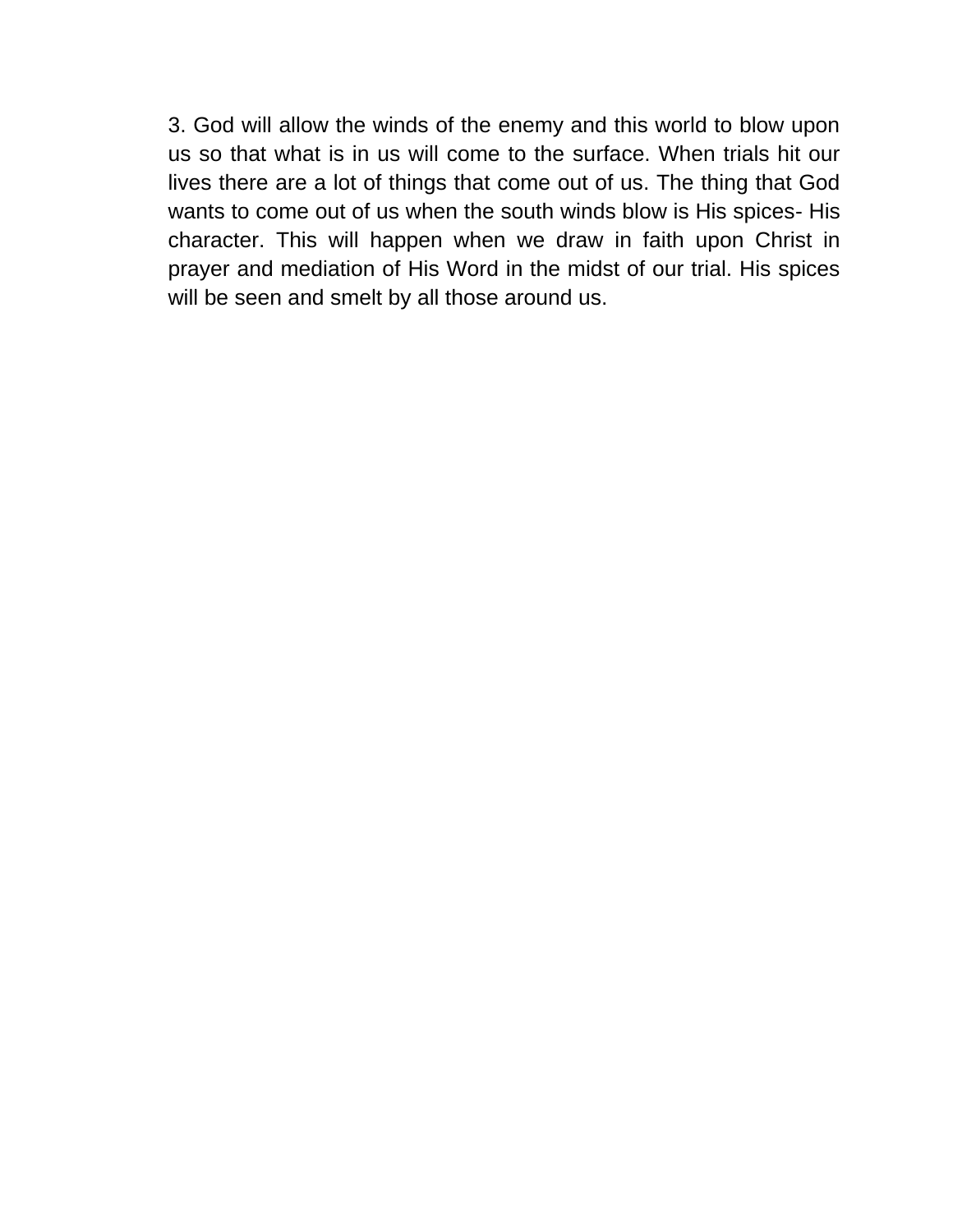3. God will allow the winds of the enemy and this world to blow upon us so that what is in us will come to the surface. When trials hit our lives there are a lot of things that come out of us. The thing that God wants to come out of us when the south winds blow is His spices- His character. This will happen when we draw in faith upon Christ in prayer and mediation of His Word in the midst of our trial. His spices will be seen and smelt by all those around us.